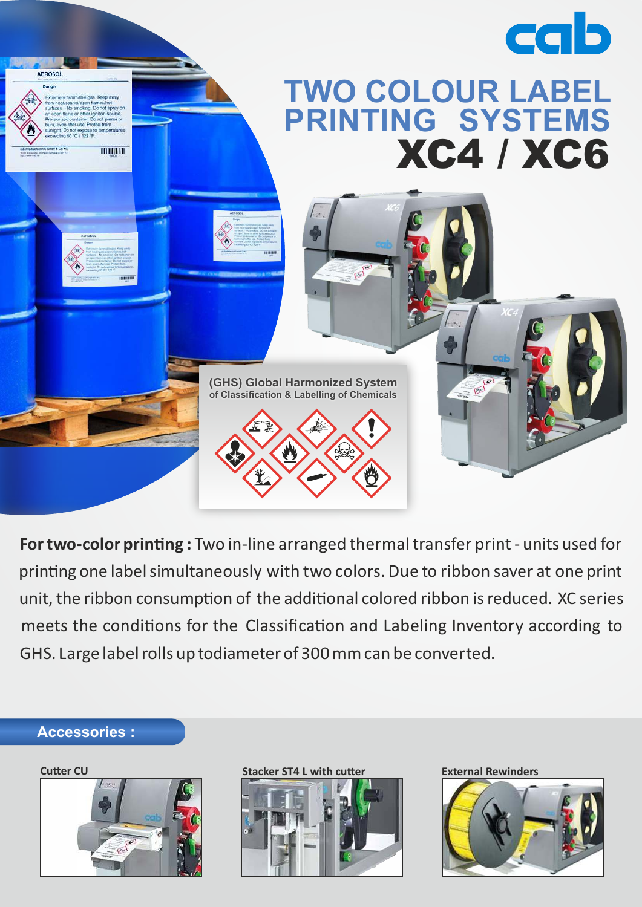cab

# TWO COLOUR LABEL PRINTING SYSTEMS XC4 / XC6

(GHS) Global Harmonized System of Classification & Labelling of Chemicals

**For two-color printing :** Two in-line arranged thermal transfer print - units used for printing one label simultaneously with two colors. Due to ribbon saver at one print unit, the ribbon consumption of the additional colored ribbon is reduced. XC series meets the conditions for the Classification and Labeling Inventory according to GHS. Large label rolls up todiameter of 300 mm can be converted.

## Accessories :

**Cutter CU**

**Stacker ST4 L with cutter**

**External Rewinders**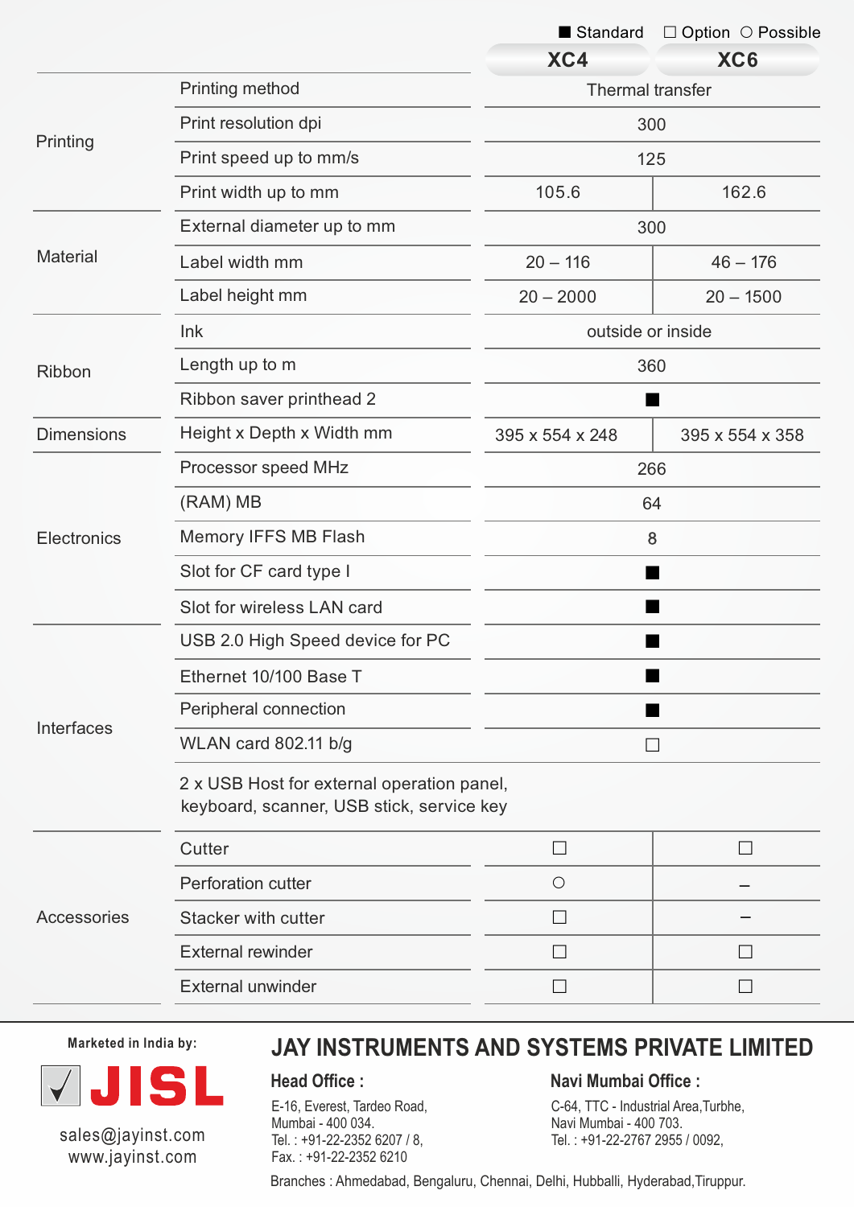■ Standard ☐ Option ○ Possible

| | | XC4 | XC6 |
|---|---|---|---|
| Printing | Printing method | Thermal transfer | |
| | Print resolution dpi | 300 | |
| | Print speed up to mm/s | 125 | |
| | Print width up to mm | 105.6 | 162.6 |
| Material | External diameter up to mm | 300 | |
| | Label width mm | 20 – 116 | 46 – 176 |
| | Label height mm | 20 – 2000 | 20 – 1500 |
| Ribbon | Ink | outside or inside | |
| | Length up to m | 360 | |
| | Ribbon saver printhead 2 | ■ | |
| Dimensions | Height x Depth x Width mm | 395 x 554 x 248 | 395 x 554 x 358 |
| Electronics | Processor speed MHz | 266 | |
| | (RAM) MB | 64 | |
| | Memory IFFS MB Flash | 8 | |
| | Slot for CF card type I | ■ | |
| | Slot for wireless LAN card | ■ | |
| Interfaces | USB 2.0 High Speed device for PC | ■ | |
| | Ethernet 10/100 Base T | ■ | |
| | Peripheral connection | ■ | |
| | WLAN card 802.11 b/g | ☐ | |
| | 2 x USB Host for external operation panel, keyboard, scanner, USB stick, service key | | |
| Accessories | Cutter | ☐ | ☐ |
| | Perforation cutter | ○ | – |
| | Stacker with cutter | ☐ | – |
| | External rewinder | ☐ | ☐ |
| | External unwinder | ☐ | ☐ |

Marketed in India by:

JISL

sales@jayinst.com
www.jayinst.com

## JAY INSTRUMENTS AND SYSTEMS PRIVATE LIMITED

**Head Office :**

E-16, Everest, Tardeo Road,
Mumbai - 400 034.
Tel. : +91-22-2352 6207 / 8,
Fax. : +91-22-2352 6210

**Navi Mumbai Office :**

C-64, TTC - Industrial Area,Turbhe,
Navi Mumbai - 400 703.
Tel. : +91-22-2767 2955 / 0092,

Branches : Ahmedabad, Bengaluru, Chennai, Delhi, Hubballi, Hyderabad,Tiruppur.